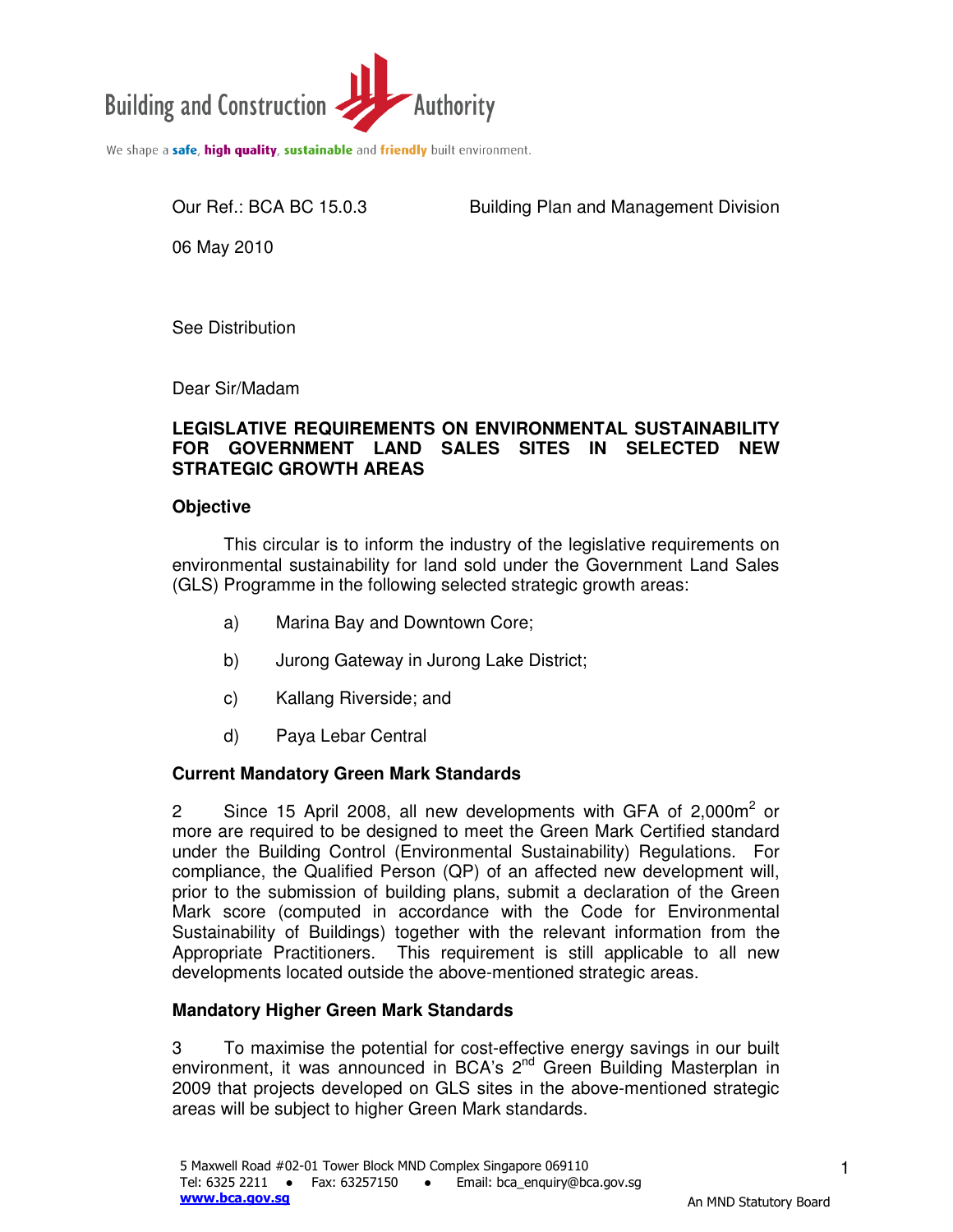Building and Construction Authority

We shape a **safe**, **high quality**, **sustainable** and **friendly** built environment.

Our Ref.: BCA BC 15.0.3 Building Plan and Management Division

06 May 2010

See Distribution

Dear Sir/Madam

**LEGISLATIVE REQUIREMENTS ON ENVIRONMENTAL SUSTAINABILITY FOR GOVERNMENT LAND SALES SITES IN SELECTED NEW STRATEGIC GROWTH AREAS**

**Objective**

This circular is to inform the industry of the legislative requirements on environmental sustainability for land sold under the Government Land Sales (GLS) Programme in the following selected strategic growth areas:

a) Marina Bay and Downtown Core;

b) Jurong Gateway in Jurong Lake District;

c) Kallang Riverside; and

d) Paya Lebar Central

**Current Mandatory Green Mark Standards**

2 Since 15 April 2008, all new developments with GFA of 2,000m$^2$ or more are required to be designed to meet the Green Mark Certified standard under the Building Control (Environmental Sustainability) Regulations. For compliance, the Qualified Person (QP) of an affected new development will, prior to the submission of building plans, submit a declaration of the Green Mark score (computed in accordance with the Code for Environmental Sustainability of Buildings) together with the relevant information from the Appropriate Practitioners. This requirement is still applicable to all new developments located outside the above-mentioned strategic areas.

**Mandatory Higher Green Mark Standards**

3 To maximise the potential for cost-effective energy savings in our built environment, it was announced in BCA's 2$^{nd}$ Green Building Masterplan in 2009 that projects developed on GLS sites in the above-mentioned strategic areas will be subject to higher Green Mark standards.

5 Maxwell Road #02-01 Tower Block MND Complex Singapore 069110
Tel: 6325 2211 ● Fax: 63257150 ● Email: bca_enquiry@bca.gov.sg
**www.bca.gov.sg** An MND Statutory Board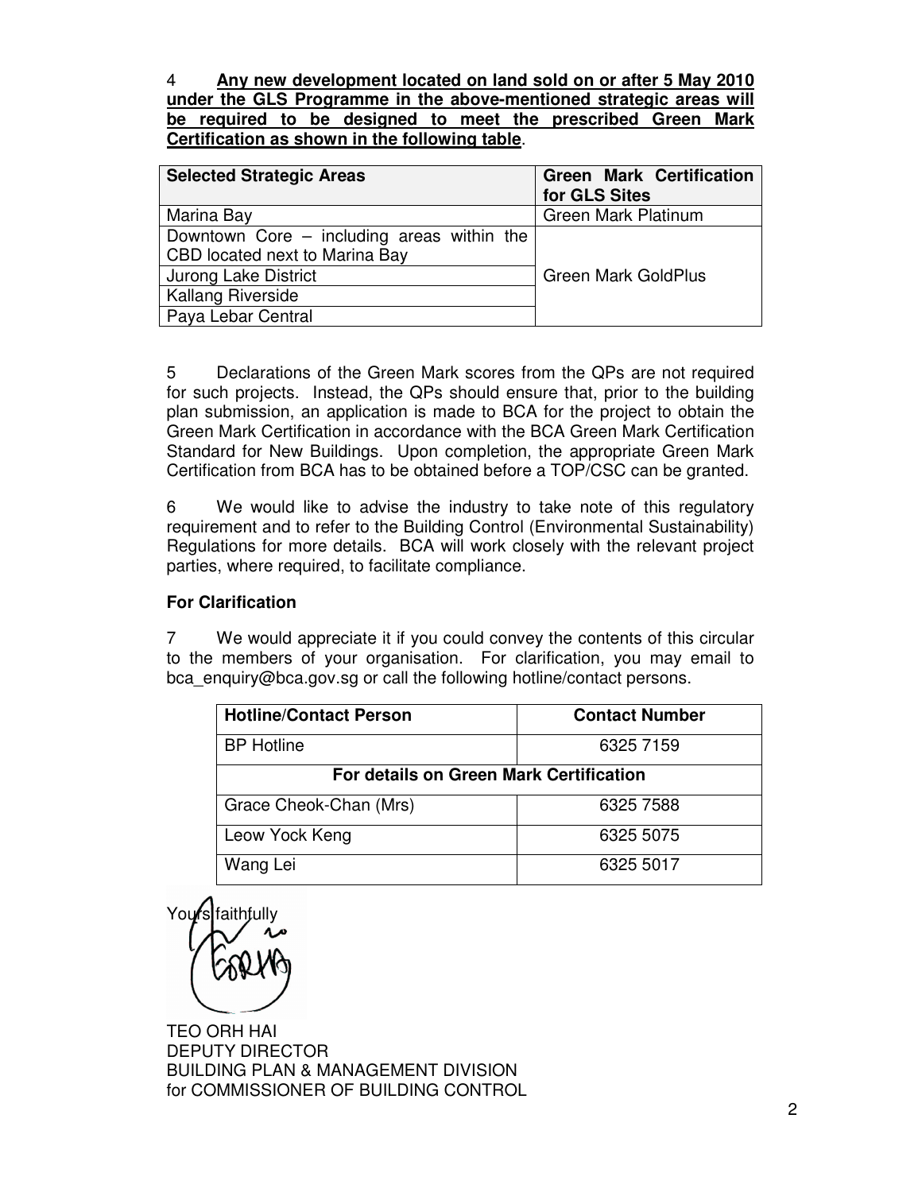4 **Any new development located on land sold on or after 5 May 2010 under the GLS Programme in the above-mentioned strategic areas will be required to be designed to meet the prescribed Green Mark Certification as shown in the following table**.

| Selected Strategic Areas | Green Mark Certification for GLS Sites |
|---|---|
| Marina Bay | Green Mark Platinum |
| Downtown Core – including areas within the CBD located next to Marina Bay | Green Mark GoldPlus |
| Jurong Lake District | |
| Kallang Riverside | |
| Paya Lebar Central | |

5 Declarations of the Green Mark scores from the QPs are not required for such projects. Instead, the QPs should ensure that, prior to the building plan submission, an application is made to BCA for the project to obtain the Green Mark Certification in accordance with the BCA Green Mark Certification Standard for New Buildings. Upon completion, the appropriate Green Mark Certification from BCA has to be obtained before a TOP/CSC can be granted.

6 We would like to advise the industry to take note of this regulatory requirement and to refer to the Building Control (Environmental Sustainability) Regulations for more details. BCA will work closely with the relevant project parties, where required, to facilitate compliance.

**For Clarification**

7 We would appreciate it if you could convey the contents of this circular to the members of your organisation. For clarification, you may email to bca_enquiry@bca.gov.sg or call the following hotline/contact persons.

| Hotline/Contact Person | Contact Number |
|---|---|
| BP Hotline | 6325 7159 |
| **For details on Green Mark Certification** | |
| Grace Cheok-Chan (Mrs) | 6325 7588 |
| Leow Yock Keng | 6325 5075 |
| Wang Lei | 6325 5017 |

Yours faithfully

TEO ORH HAI
DEPUTY DIRECTOR
BUILDING PLAN & MANAGEMENT DIVISION
for COMMISSIONER OF BUILDING CONTROL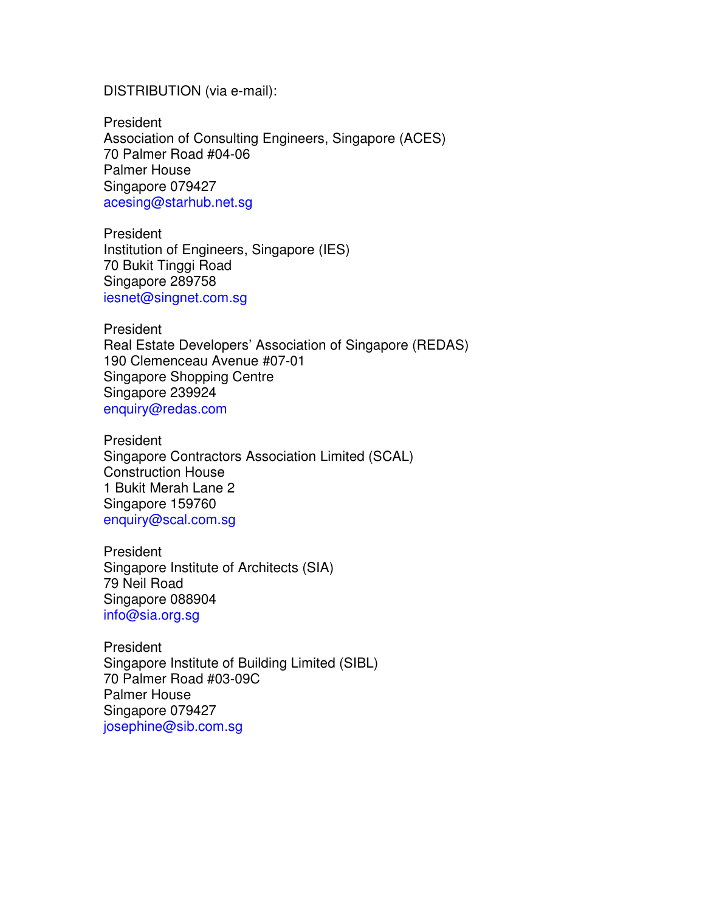DISTRIBUTION (via e-mail):

President
Association of Consulting Engineers, Singapore (ACES)
70 Palmer Road #04-06
Palmer House
Singapore 079427
acesing@starhub.net.sg

President
Institution of Engineers, Singapore (IES)
70 Bukit Tinggi Road
Singapore 289758
iesnet@singnet.com.sg

President
Real Estate Developers' Association of Singapore (REDAS)
190 Clemenceau Avenue #07-01
Singapore Shopping Centre
Singapore 239924
enquiry@redas.com

President
Singapore Contractors Association Limited (SCAL)
Construction House
1 Bukit Merah Lane 2
Singapore 159760
enquiry@scal.com.sg

President
Singapore Institute of Architects (SIA)
79 Neil Road
Singapore 088904
info@sia.org.sg

President
Singapore Institute of Building Limited (SIBL)
70 Palmer Road #03-09C
Palmer House
Singapore 079427
josephine@sib.com.sg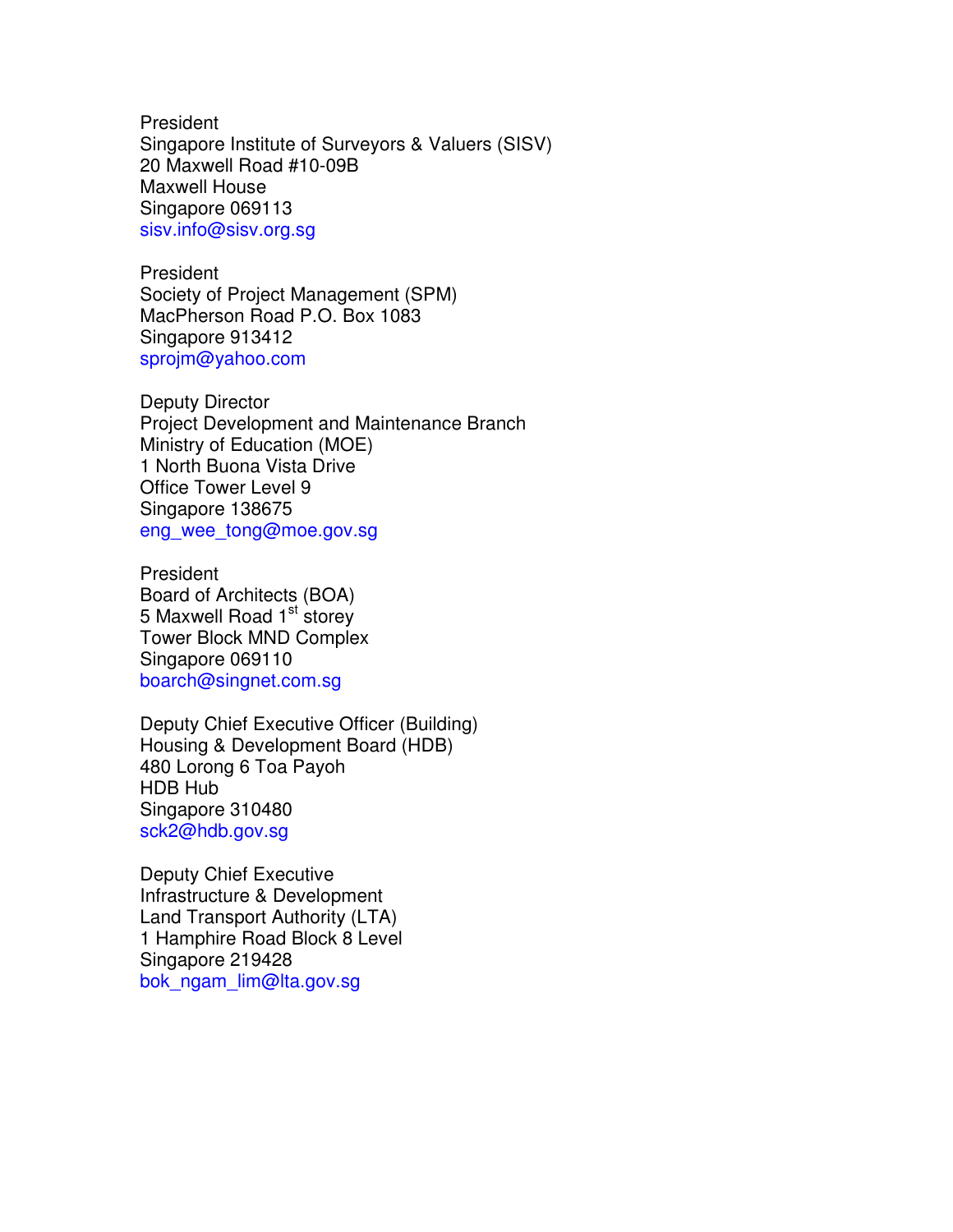President
Singapore Institute of Surveyors & Valuers (SISV)
20 Maxwell Road #10-09B
Maxwell House
Singapore 069113
sisv.info@sisv.org.sg

President
Society of Project Management (SPM)
MacPherson Road P.O. Box 1083
Singapore 913412
sprojm@yahoo.com

Deputy Director
Project Development and Maintenance Branch
Ministry of Education (MOE)
1 North Buona Vista Drive
Office Tower Level 9
Singapore 138675
eng_wee_tong@moe.gov.sg

President
Board of Architects (BOA)
5 Maxwell Road 1st storey
Tower Block MND Complex
Singapore 069110
boarch@singnet.com.sg

Deputy Chief Executive Officer (Building)
Housing & Development Board (HDB)
480 Lorong 6 Toa Payoh
HDB Hub
Singapore 310480
sck2@hdb.gov.sg

Deputy Chief Executive
Infrastructure & Development
Land Transport Authority (LTA)
1 Hamphire Road Block 8 Level
Singapore 219428
bok_ngam_lim@lta.gov.sg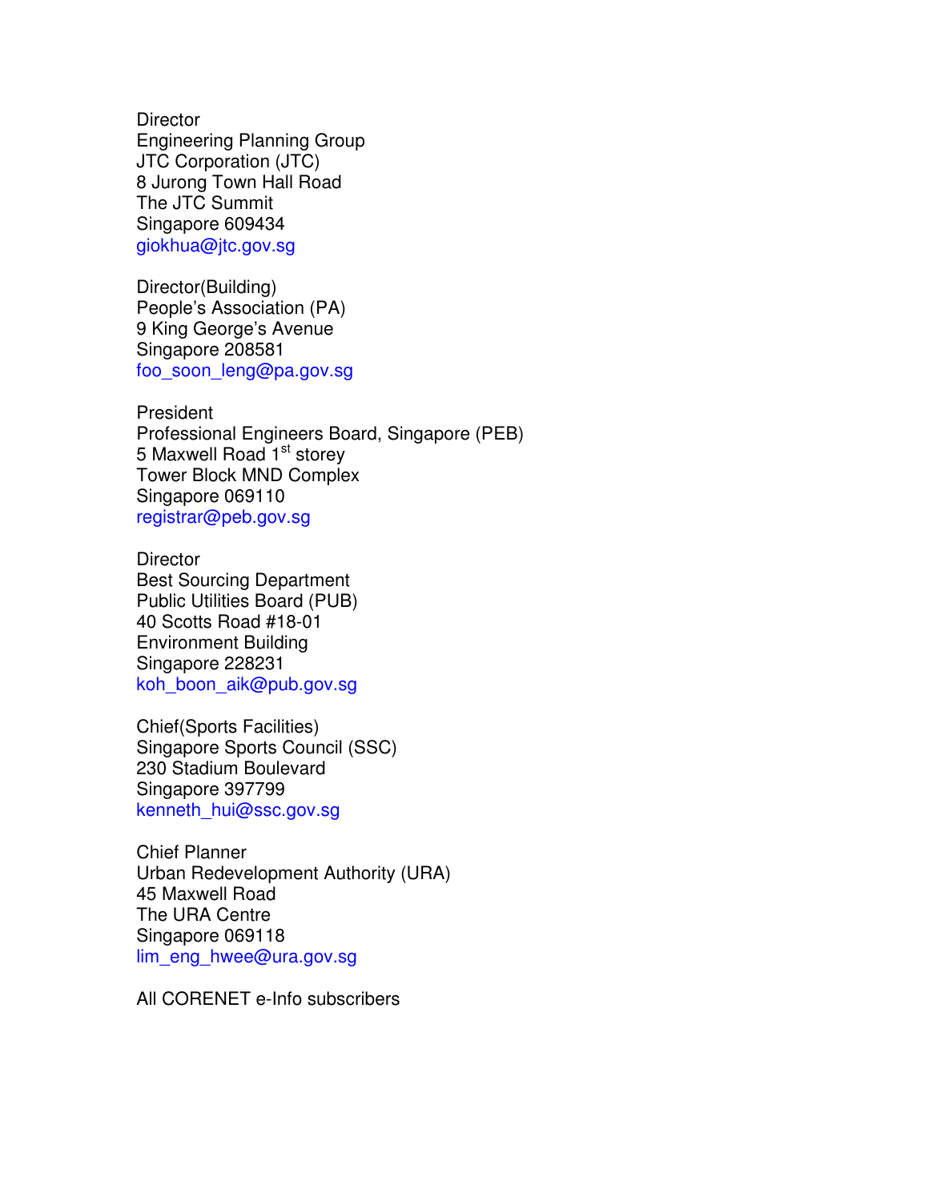Director
Engineering Planning Group
JTC Corporation (JTC)
8 Jurong Town Hall Road
The JTC Summit
Singapore 609434
giokhua@jtc.gov.sg

Director(Building)
People's Association (PA)
9 King George's Avenue
Singapore 208581
foo_soon_leng@pa.gov.sg

President
Professional Engineers Board, Singapore (PEB)
5 Maxwell Road 1st storey
Tower Block MND Complex
Singapore 069110
registrar@peb.gov.sg

Director
Best Sourcing Department
Public Utilities Board (PUB)
40 Scotts Road #18-01
Environment Building
Singapore 228231
koh_boon_aik@pub.gov.sg

Chief(Sports Facilities)
Singapore Sports Council (SSC)
230 Stadium Boulevard
Singapore 397799
kenneth_hui@ssc.gov.sg

Chief Planner
Urban Redevelopment Authority (URA)
45 Maxwell Road
The URA Centre
Singapore 069118
lim_eng_hwee@ura.gov.sg

All CORENET e-Info subscribers